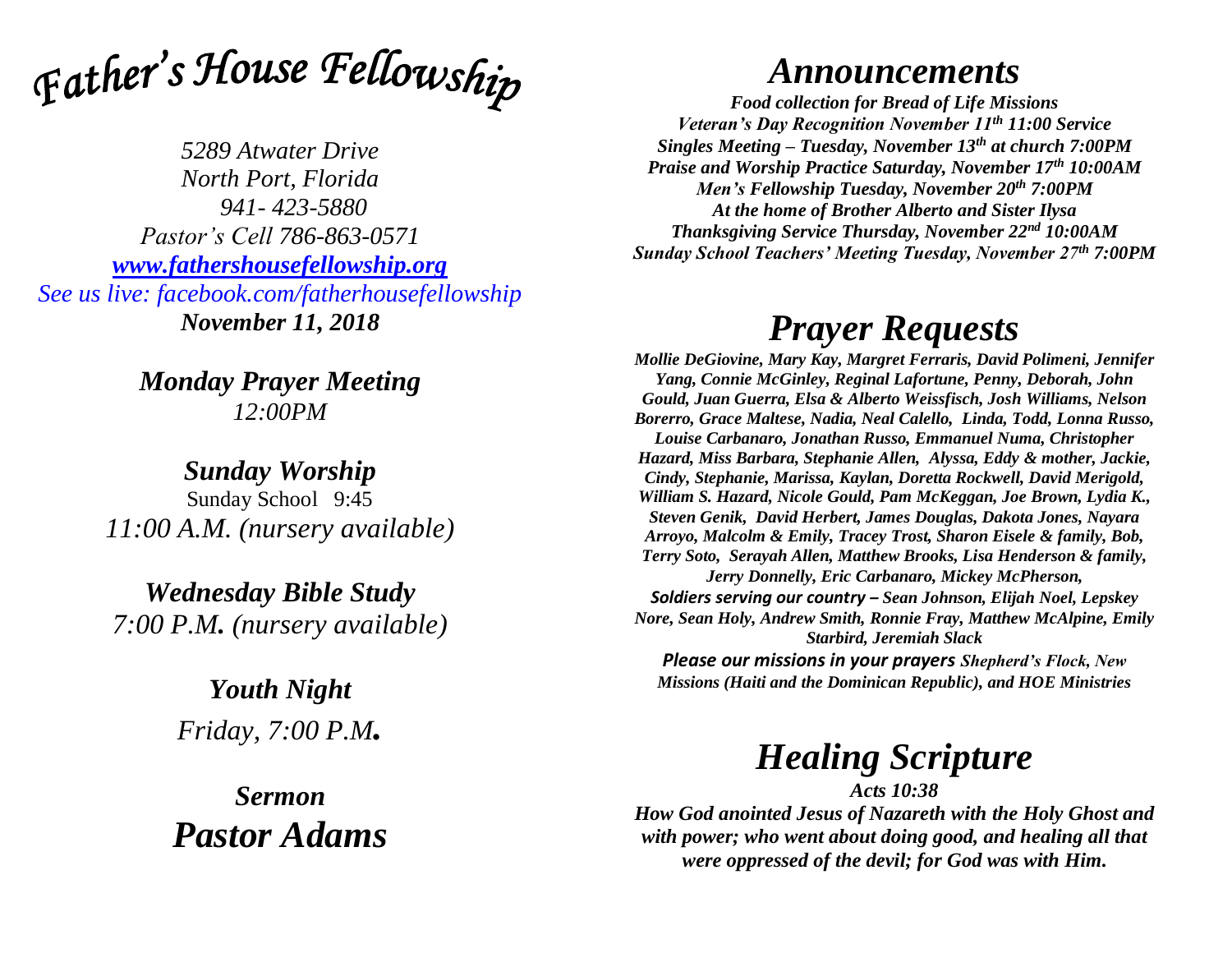# *Father's House Fellowship*

*5289 Atwater Drive*
*North Port, Florida*
*941- 423-5880*
*Pastor's Cell 786-863-0571*
*[www.fathershousefellowship.org](http://www.fathershousefellowship.org)*
*See us live: facebook.com/fatherhousefellowship*
***November 11, 2018***

## *Monday Prayer Meeting*
*12:00PM*

## *Sunday Worship*
Sunday School 9:45
*11:00 A.M. (nursery available)*

## *Wednesday Bible Study*
*7:00 P.M. (nursery available)*

## *Youth Night*
*Friday, 7:00 P.M.*

## *Sermon*
## *Pastor Adams*

# *Announcements*

***Food collection for Bread of Life Missions***
***Veteran's Day Recognition November 11th 11:00 Service***
***Singles Meeting – Tuesday, November 13th at church 7:00PM***
***Praise and Worship Practice Saturday, November 17th 10:00AM***
***Men's Fellowship Tuesday, November 20th 7:00PM***
***At the home of Brother Alberto and Sister Ilysa***
***Thanksgiving Service Thursday, November 22nd 10:00AM***
***Sunday School Teachers' Meeting Tuesday, November 27th 7:00PM***

# *Prayer Requests*

***Mollie DeGiovine, Mary Kay, Margret Ferraris, David Polimeni, Jennifer Yang, Connie McGinley, Reginal Lafortune, Penny, Deborah, John Gould, Juan Guerra, Elsa & Alberto Weissfisch, Josh Williams, Nelson Borerro, Grace Maltese, Nadia, Neal Calello, Linda, Todd, Lonna Russo, Louise Carbanaro, Jonathan Russo, Emmanuel Numa, Christopher Hazard, Miss Barbara, Stephanie Allen, Alyssa, Eddy & mother, Jackie, Cindy, Stephanie, Marissa, Kaylan, Doretta Rockwell, David Merigold, William S. Hazard, Nicole Gould, Pam McKeggan, Joe Brown, Lydia K., Steven Genik, David Herbert, James Douglas, Dakota Jones, Nayara Arroyo, Malcolm & Emily, Tracey Trost, Sharon Eisele & family, Bob, Terry Soto, Serayah Allen, Matthew Brooks, Lisa Henderson & family, Jerry Donnelly, Eric Carbanaro, Mickey McPherson,***
***Soldiers serving our country – Sean Johnson, Elijah Noel, Lepskey Nore, Sean Holy, Andrew Smith, Ronnie Fray, Matthew McAlpine, Emily Starbird, Jeremiah Slack***
***Please our missions in your prayers Shepherd's Flock, New Missions (Haiti and the Dominican Republic), and HOE Ministries***

# *Healing Scripture*

***Acts 10:38***
***How God anointed Jesus of Nazareth with the Holy Ghost and with power; who went about doing good, and healing all that were oppressed of the devil; for God was with Him.***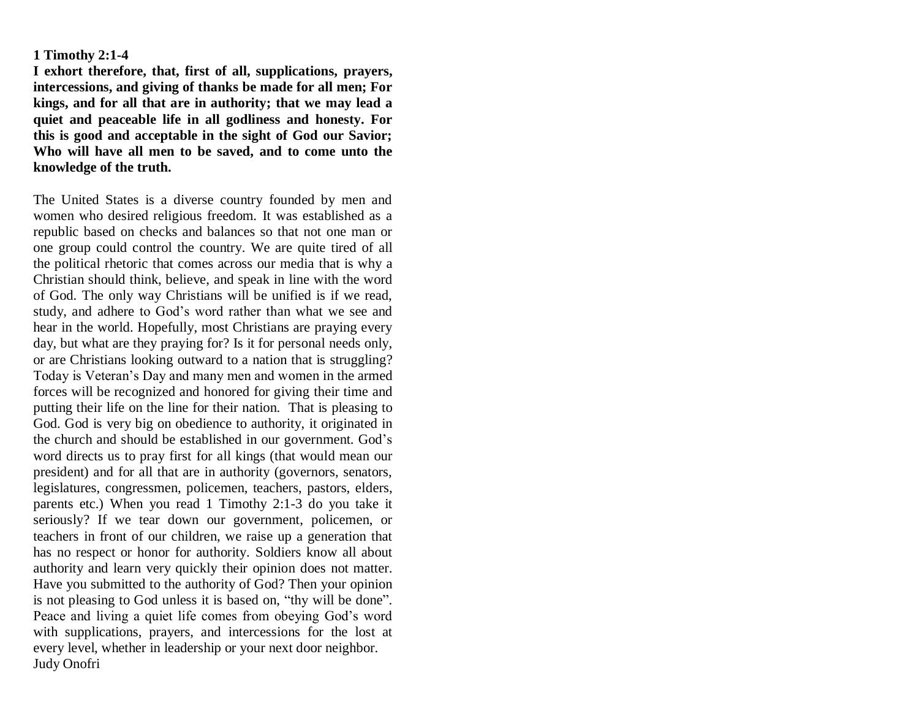**1 Timothy 2:1-4**

**I exhort therefore, that, first of all, supplications, prayers, intercessions, and giving of thanks be made for all men; For kings, and for all that are in authority; that we may lead a quiet and peaceable life in all godliness and honesty. For this is good and acceptable in the sight of God our Savior; Who will have all men to be saved, and to come unto the knowledge of the truth.**

The United States is a diverse country founded by men and women who desired religious freedom. It was established as a republic based on checks and balances so that not one man or one group could control the country. We are quite tired of all the political rhetoric that comes across our media that is why a Christian should think, believe, and speak in line with the word of God. The only way Christians will be unified is if we read, study, and adhere to God's word rather than what we see and hear in the world. Hopefully, most Christians are praying every day, but what are they praying for? Is it for personal needs only, or are Christians looking outward to a nation that is struggling? Today is Veteran's Day and many men and women in the armed forces will be recognized and honored for giving their time and putting their life on the line for their nation. That is pleasing to God. God is very big on obedience to authority, it originated in the church and should be established in our government. God's word directs us to pray first for all kings (that would mean our president) and for all that are in authority (governors, senators, legislatures, congressmen, policemen, teachers, pastors, elders, parents etc.) When you read 1 Timothy 2:1-3 do you take it seriously? If we tear down our government, policemen, or teachers in front of our children, we raise up a generation that has no respect or honor for authority. Soldiers know all about authority and learn very quickly their opinion does not matter. Have you submitted to the authority of God? Then your opinion is not pleasing to God unless it is based on, "thy will be done". Peace and living a quiet life comes from obeying God's word with supplications, prayers, and intercessions for the lost at every level, whether in leadership or your next door neighbor.
Judy Onofri